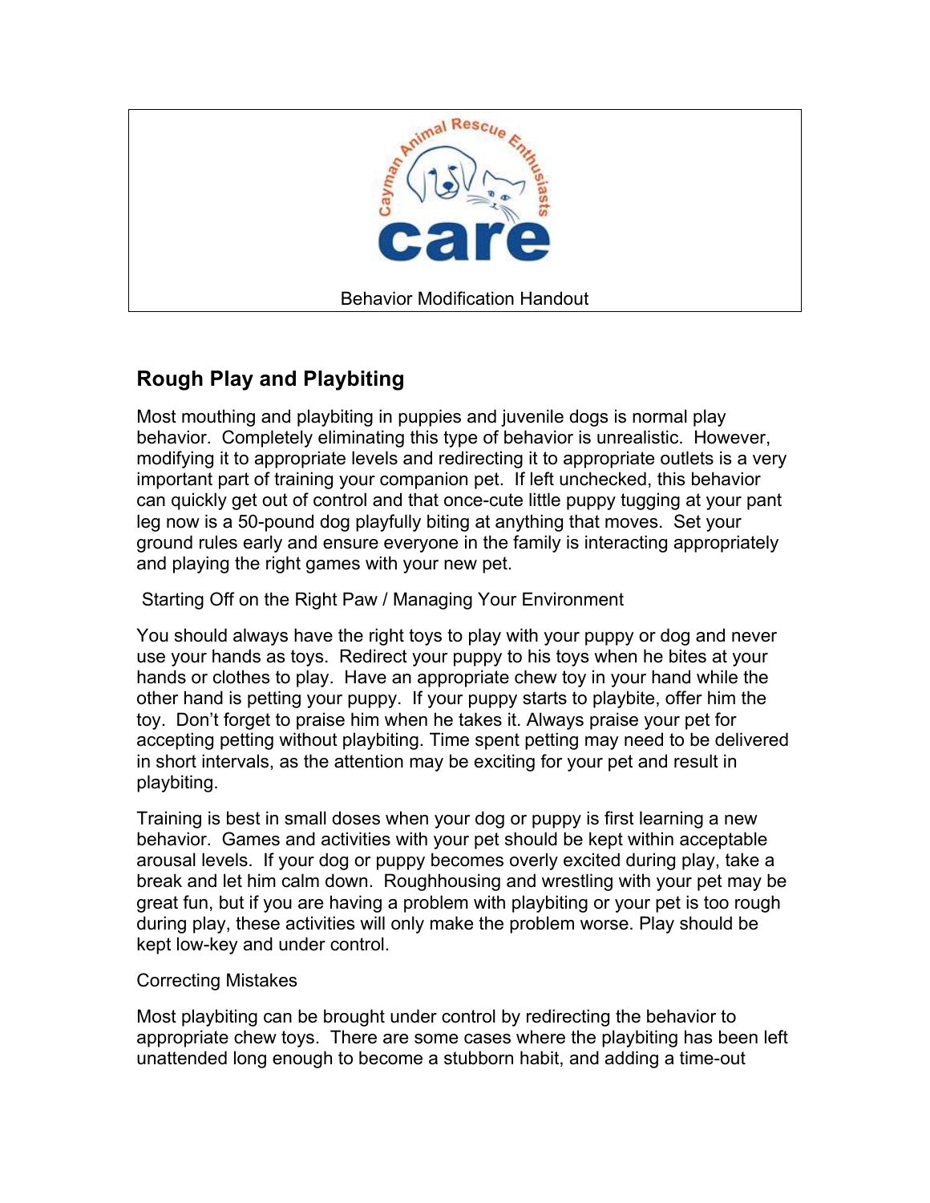Cayman Animal Rescue Enthusiasts

**care**

Behavior Modification Handout

## Rough Play and Playbiting

Most mouthing and playbiting in puppies and juvenile dogs is normal play behavior. Completely eliminating this type of behavior is unrealistic. However, modifying it to appropriate levels and redirecting it to appropriate outlets is a very important part of training your companion pet. If left unchecked, this behavior can quickly get out of control and that once-cute little puppy tugging at your pant leg now is a 50-pound dog playfully biting at anything that moves. Set your ground rules early and ensure everyone in the family is interacting appropriately and playing the right games with your new pet.

### Starting Off on the Right Paw / Managing Your Environment

You should always have the right toys to play with your puppy or dog and never use your hands as toys. Redirect your puppy to his toys when he bites at your hands or clothes to play. Have an appropriate chew toy in your hand while the other hand is petting your puppy. If your puppy starts to playbite, offer him the toy. Don't forget to praise him when he takes it. Always praise your pet for accepting petting without playbiting. Time spent petting may need to be delivered in short intervals, as the attention may be exciting for your pet and result in playbiting.

Training is best in small doses when your dog or puppy is first learning a new behavior. Games and activities with your pet should be kept within acceptable arousal levels. If your dog or puppy becomes overly excited during play, take a break and let him calm down. Roughhousing and wrestling with your pet may be great fun, but if you are having a problem with playbiting or your pet is too rough during play, these activities will only make the problem worse. Play should be kept low-key and under control.

### Correcting Mistakes

Most playbiting can be brought under control by redirecting the behavior to appropriate chew toys. There are some cases where the playbiting has been left unattended long enough to become a stubborn habit, and adding a time-out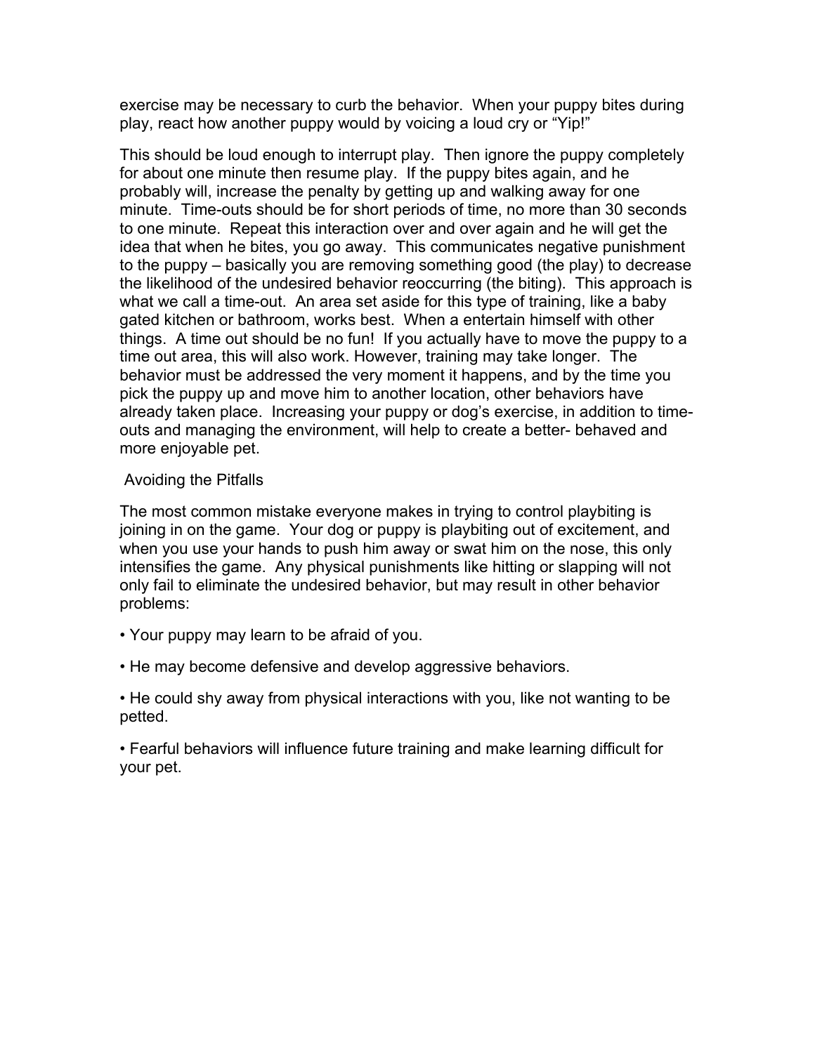exercise may be necessary to curb the behavior. When your puppy bites during play, react how another puppy would by voicing a loud cry or "Yip!"

This should be loud enough to interrupt play. Then ignore the puppy completely for about one minute then resume play. If the puppy bites again, and he probably will, increase the penalty by getting up and walking away for one minute. Time-outs should be for short periods of time, no more than 30 seconds to one minute. Repeat this interaction over and over again and he will get the idea that when he bites, you go away. This communicates negative punishment to the puppy – basically you are removing something good (the play) to decrease the likelihood of the undesired behavior reoccurring (the biting). This approach is what we call a time-out. An area set aside for this type of training, like a baby gated kitchen or bathroom, works best. When a entertain himself with other things. A time out should be no fun! If you actually have to move the puppy to a time out area, this will also work. However, training may take longer. The behavior must be addressed the very moment it happens, and by the time you pick the puppy up and move him to another location, other behaviors have already taken place. Increasing your puppy or dog's exercise, in addition to time-outs and managing the environment, will help to create a better- behaved and more enjoyable pet.

## Avoiding the Pitfalls

The most common mistake everyone makes in trying to control playbiting is joining in on the game. Your dog or puppy is playbiting out of excitement, and when you use your hands to push him away or swat him on the nose, this only intensifies the game. Any physical punishments like hitting or slapping will not only fail to eliminate the undesired behavior, but may result in other behavior problems:

- Your puppy may learn to be afraid of you.
- He may become defensive and develop aggressive behaviors.
- He could shy away from physical interactions with you, like not wanting to be petted.
- Fearful behaviors will influence future training and make learning difficult for your pet.